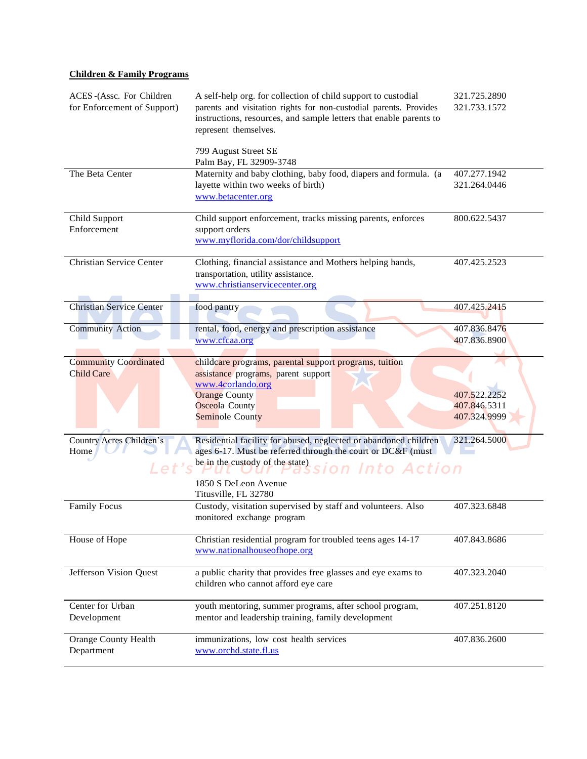**Children & Family Programs**

| | | |
|---|---|---|
| ACES -(Assc. For Children for Enforcement of Support) | A self-help org. for collection of child support to custodial parents and visitation rights for non-custodial parents. Provides instructions, resources, and sample letters that enable parents to represent themselves.<br><br>799 August Street SE<br>Palm Bay, FL 32909-3748 | 321.725.2890<br>321.733.1572 |
| The Beta Center | Maternity and baby clothing, baby food, diapers and formula. (a layette within two weeks of birth)<br>www.betacenter.org | 407.277.1942<br>321.264.0446 |
| Child Support Enforcement | Child support enforcement, tracks missing parents, enforces support orders<br>www.myflorida.com/dor/childsupport | 800.622.5437 |
| Christian Service Center | Clothing, financial assistance and Mothers helping hands, transportation, utility assistance.<br>www.christianservicecenter.org | 407.425.2523 |
| Christian Service Center | food pantry | 407.425.2415 |
| Community Action | rental, food, energy and prescription assistance<br>www.cfcaa.org | 407.836.8476<br>407.836.8900 |
| Community Coordinated Child Care | childcare programs, parental support programs, tuition assistance programs, parent support<br>www.4corlando.org<br>Orange County<br>Osceola County<br>Seminole County | <br><br><br>407.522.2252<br>407.846.5311<br>407.324.9999 |
| Country Acres Children's Home | Residential facility for abused, neglected or abandoned children ages 6-17. Must be referred through the court or DC&F (must be in the custody of the state)<br><br>1850 S DeLeon Avenue<br>Titusville, FL 32780 | 321.264.5000 |
| Family Focus | Custody, visitation supervised by staff and volunteers. Also monitored exchange program | 407.323.6848 |
| House of Hope | Christian residential program for troubled teens ages 14-17<br>www.nationalhouseofhope.org | 407.843.8686 |
| Jefferson Vision Quest | a public charity that provides free glasses and eye exams to children who cannot afford eye care | 407.323.2040 |
| Center for Urban Development | youth mentoring, summer programs, after school program, mentor and leadership training, family development | 407.251.8120 |
| Orange County Health Department | immunizations, low cost health services<br>www.orchd.state.fl.us | 407.836.2600 |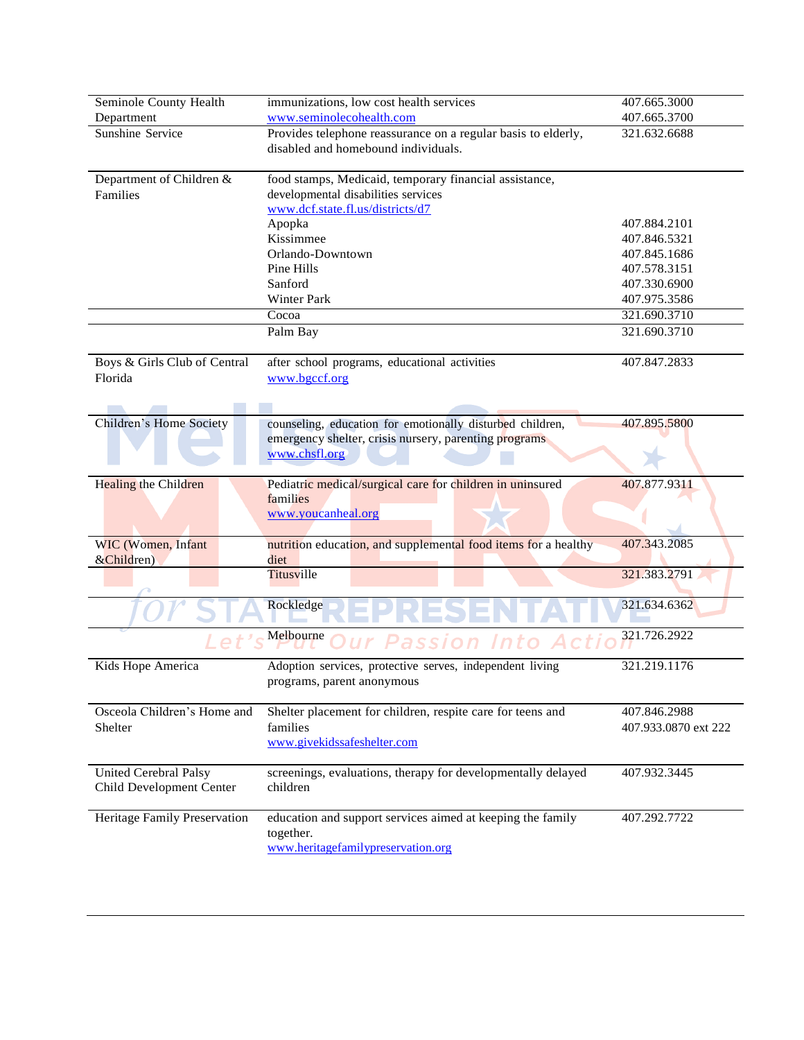| | | |
|---|---|---|
| Seminole County Health Department | immunizations, low cost health services<br>www.seminolecohealth.com | 407.665.3000<br>407.665.3700 |
| Sunshine Service | Provides telephone reassurance on a regular basis to elderly, disabled and homebound individuals. | 321.632.6688 |
| Department of Children & Families | food stamps, Medicaid, temporary financial assistance, developmental disabilities services<br>www.dcf.state.fl.us/districts/d7 | |
| | Apopka | 407.884.2101 |
| | Kissimmee | 407.846.5321 |
| | Orlando-Downtown | 407.845.1686 |
| | Pine Hills | 407.578.3151 |
| | Sanford | 407.330.6900 |
| | Winter Park | 407.975.3586 |
| | Cocoa | 321.690.3710 |
| | Palm Bay | 321.690.3710 |
| Boys & Girls Club of Central Florida | after school programs, educational activities<br>www.bgccf.org | 407.847.2833 |
| Children's Home Society | counseling, education for emotionally disturbed children, emergency shelter, crisis nursery, parenting programs<br>www.chsfl.org | 407.895.5800 |
| Healing the Children | Pediatric medical/surgical care for children in uninsured families<br>www.youcanheal.org | 407.877.9311 |
| WIC (Women, Infant &Children) | nutrition education, and supplemental food items for a healthy diet | 407.343.2085 |
| | Titusville | 321.383.2791 |
| | Rockledge | 321.634.6362 |
| | Melbourne | 321.726.2922 |
| Kids Hope America | Adoption services, protective serves, independent living programs, parent anonymous | 321.219.1176 |
| Osceola Children's Home and Shelter | Shelter placement for children, respite care for teens and families<br>www.givekidssafeshelter.com | 407.846.2988<br>407.933.0870 ext 222 |
| United Cerebral Palsy Child Development Center | screenings, evaluations, therapy for developmentally delayed children | 407.932.3445 |
| Heritage Family Preservation | education and support services aimed at keeping the family together.<br>www.heritagefamilypreservation.org | 407.292.7722 |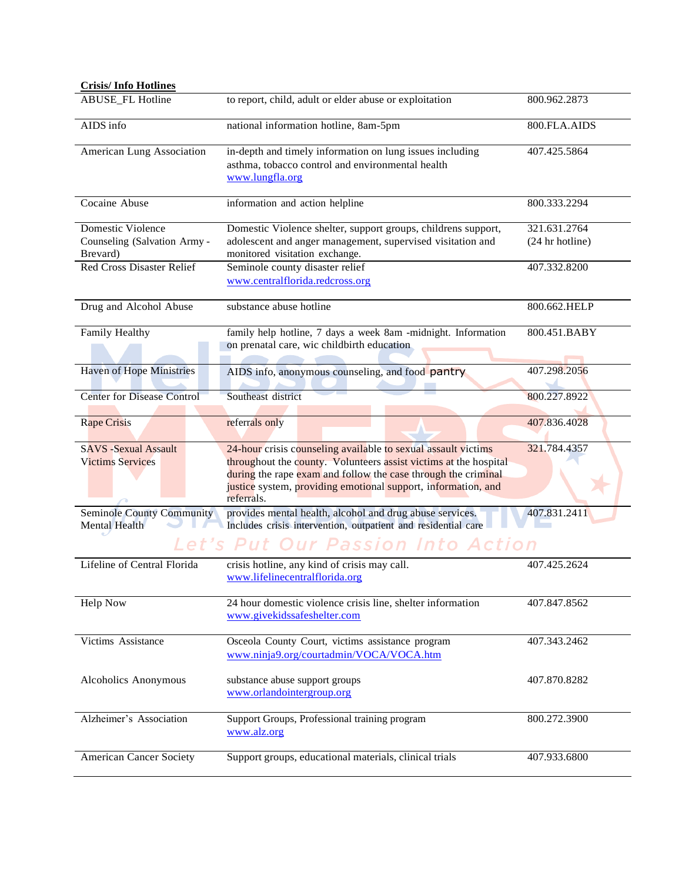**Crisis/ Info Hotlines**

| | | |
|---|---|---|
| ABUSE_FL Hotline | to report, child, adult or elder abuse or exploitation | 800.962.2873 |
| AIDS info | national information hotline, 8am-5pm | 800.FLA.AIDS |
| American Lung Association | in-depth and timely information on lung issues including asthma, tobacco control and environmental health www.lungfla.org | 407.425.5864 |
| Cocaine Abuse | information and action helpline | 800.333.2294 |
| Domestic Violence Counseling (Salvation Army - Brevard) | Domestic Violence shelter, support groups, childrens support, adolescent and anger management, supervised visitation and monitored visitation exchange. | 321.631.2764 (24 hr hotline) |
| Red Cross Disaster Relief | Seminole county disaster relief www.centralflorida.redcross.org | 407.332.8200 |
| Drug and Alcohol Abuse | substance abuse hotline | 800.662.HELP |
| Family Healthy | family help hotline, 7 days a week 8am -midnight. Information on prenatal care, wic childbirth education | 800.451.BABY |
| Haven of Hope Ministries | AIDS info, anonymous counseling, and food pantry | 407.298.2056 |
| Center for Disease Control | Southeast district | 800.227.8922 |
| Rape Crisis | referrals only | 407.836.4028 |
| SAVS -Sexual Assault Victims Services | 24-hour crisis counseling available to sexual assault victims throughout the county. Volunteers assist victims at the hospital during the rape exam and follow the case through the criminal justice system, providing emotional support, information, and referrals. | 321.784.4357 |
| Seminole County Community Mental Health | provides mental health, alcohol and drug abuse services. Includes crisis intervention, outpatient and residential care | 407.831.2411 |
| Lifeline of Central Florida | crisis hotline, any kind of crisis may call. www.lifelinecentralflorida.org | 407.425.2624 |
| Help Now | 24 hour domestic violence crisis line, shelter information www.givekidssafeshelter.com | 407.847.8562 |
| Victims Assistance | Osceola County Court, victims assistance program www.ninja9.org/courtadmin/VOCA/VOCA.htm | 407.343.2462 |
| Alcoholics Anonymous | substance abuse support groups www.orlandointergroup.org | 407.870.8282 |
| Alzheimer's Association | Support Groups, Professional training program www.alz.org | 800.272.3900 |
| American Cancer Society | Support groups, educational materials, clinical trials | 407.933.6800 |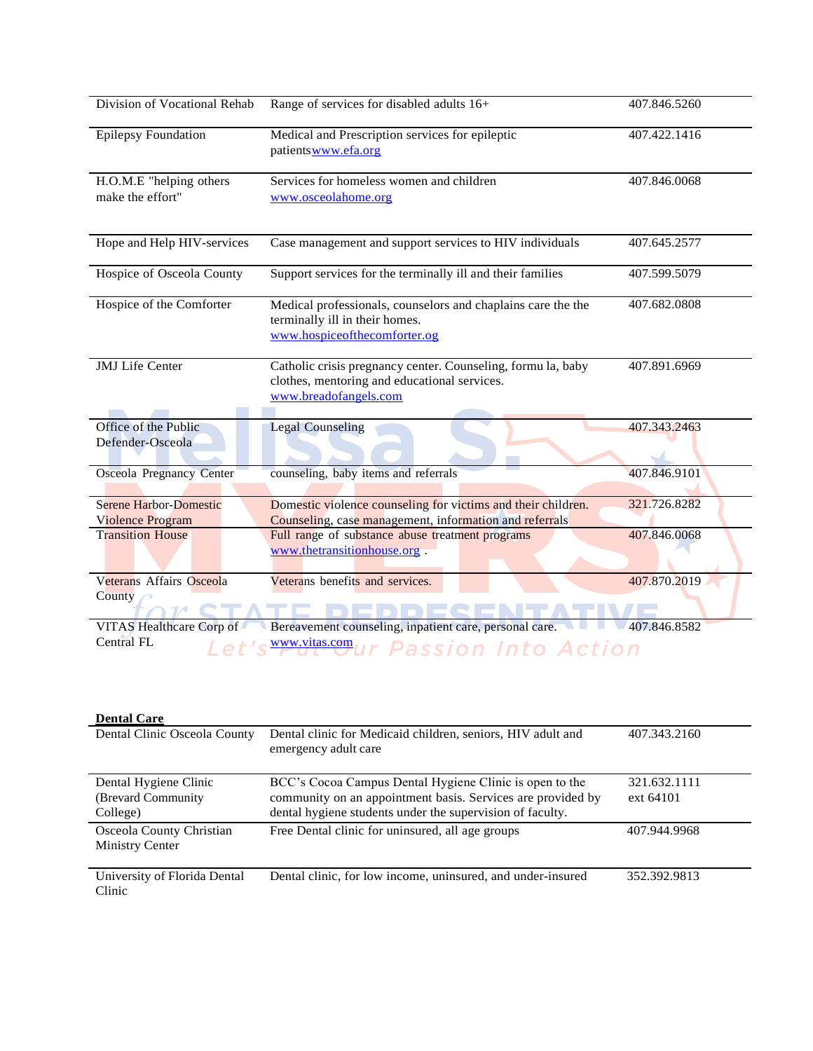| | | |
|---|---|---|
| Division of Vocational Rehab | Range of services for disabled adults 16+ | 407.846.5260 |
| Epilepsy Foundation | Medical and Prescription services for epileptic patientswww.efa.org | 407.422.1416 |
| H.O.M.E "helping others make the effort" | Services for homeless women and children www.osceolahome.org | 407.846.0068 |
| Hope and Help HIV-services | Case management and support services to HIV individuals | 407.645.2577 |
| Hospice of Osceola County | Support services for the terminally ill and their families | 407.599.5079 |
| Hospice of the Comforter | Medical professionals, counselors and chaplains care the the terminally ill in their homes. www.hospiceofthecomforter.og | 407.682.0808 |
| JMJ Life Center | Catholic crisis pregnancy center. Counseling, formu la, baby clothes, mentoring and educational services. www.breadofangels.com | 407.891.6969 |
| Office of the Public Defender-Osceola | Legal Counseling | 407.343.2463 |
| Osceola Pregnancy Center | counseling, baby items and referrals | 407.846.9101 |
| Serene Harbor-Domestic Violence Program | Domestic violence counseling for victims and their children. Counseling, case management, information and referrals | 321.726.8282 |
| Transition House | Full range of substance abuse treatment programs www.thetransitionhouse.org . | 407.846.0068 |
| Veterans Affairs Osceola County | Veterans benefits and services. | 407.870.2019 |
| VITAS Healthcare Corp of Central FL | Bereavement counseling, inpatient care, personal care. www.vitas.com | 407.846.8582 |

**Dental Care**

| | | |
|---|---|---|
| Dental Clinic Osceola County | Dental clinic for Medicaid children, seniors, HIV adult and emergency adult care | 407.343.2160 |
| Dental Hygiene Clinic (Brevard Community College) | BCC's Cocoa Campus Dental Hygiene Clinic is open to the community on an appointment basis. Services are provided by dental hygiene students under the supervision of faculty. | 321.632.1111 ext 64101 |
| Osceola County Christian Ministry Center | Free Dental clinic for uninsured, all age groups | 407.944.9968 |
| University of Florida Dental Clinic | Dental clinic, for low income, uninsured, and under-insured | 352.392.9813 |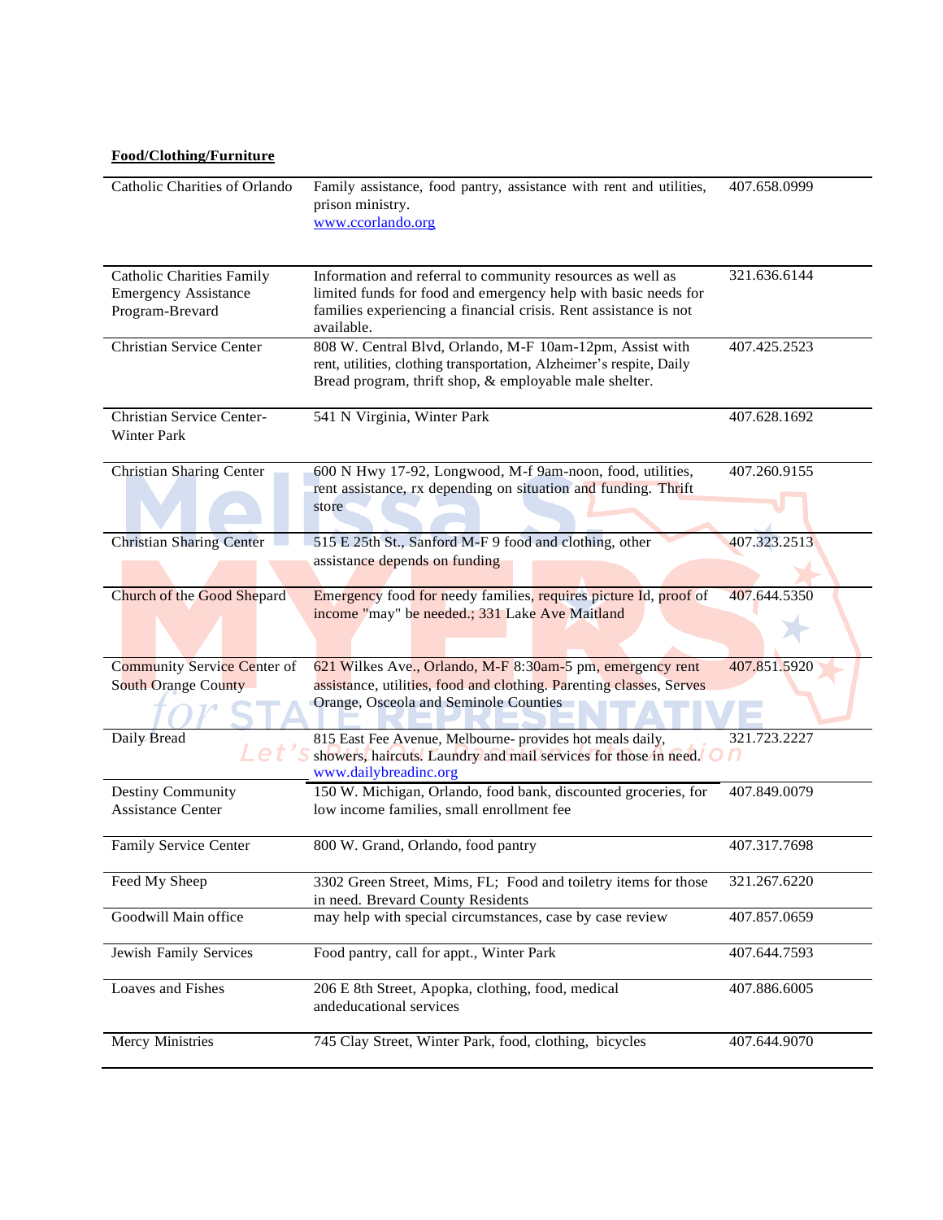**Food/Clothing/Furniture**

| | | |
|---|---|---|
| Catholic Charities of Orlando | Family assistance, food pantry, assistance with rent and utilities, prison ministry. www.ccorlando.org | 407.658.0999 |
| Catholic Charities Family Emergency Assistance Program-Brevard | Information and referral to community resources as well as limited funds for food and emergency help with basic needs for families experiencing a financial crisis. Rent assistance is not available. | 321.636.6144 |
| Christian Service Center | 808 W. Central Blvd, Orlando, M-F 10am-12pm, Assist with rent, utilities, clothing transportation, Alzheimer's respite, Daily Bread program, thrift shop, & employable male shelter. | 407.425.2523 |
| Christian Service Center-Winter Park | 541 N Virginia, Winter Park | 407.628.1692 |
| Christian Sharing Center | 600 N Hwy 17-92, Longwood, M-f 9am-noon, food, utilities, rent assistance, rx depending on situation and funding. Thrift store | 407.260.9155 |
| Christian Sharing Center | 515 E 25th St., Sanford M-F 9 food and clothing, other assistance depends on funding | 407.323.2513 |
| Church of the Good Shepard | Emergency food for needy families, requires picture Id, proof of income "may" be needed.; 331 Lake Ave Maitland | 407.644.5350 |
| Community Service Center of South Orange County | 621 Wilkes Ave., Orlando, M-F 8:30am-5 pm, emergency rent assistance, utilities, food and clothing. Parenting classes, Serves Orange, Osceola and Seminole Counties | 407.851.5920 |
| Daily Bread | 815 East Fee Avenue, Melbourne- provides hot meals daily, showers, haircuts. Laundry and mail services for those in need. www.dailybreadinc.org | 321.723.2227 |
| Destiny Community Assistance Center | 150 W. Michigan, Orlando, food bank, discounted groceries, for low income families, small enrollment fee | 407.849.0079 |
| Family Service Center | 800 W. Grand, Orlando, food pantry | 407.317.7698 |
| Feed My Sheep | 3302 Green Street, Mims, FL; Food and toiletry items for those in need. Brevard County Residents | 321.267.6220 |
| Goodwill Main office | may help with special circumstances, case by case review | 407.857.0659 |
| Jewish Family Services | Food pantry, call for appt., Winter Park | 407.644.7593 |
| Loaves and Fishes | 206 E 8th Street, Apopka, clothing, food, medical andeducational services | 407.886.6005 |
| Mercy Ministries | 745 Clay Street, Winter Park, food, clothing, bicycles | 407.644.9070 |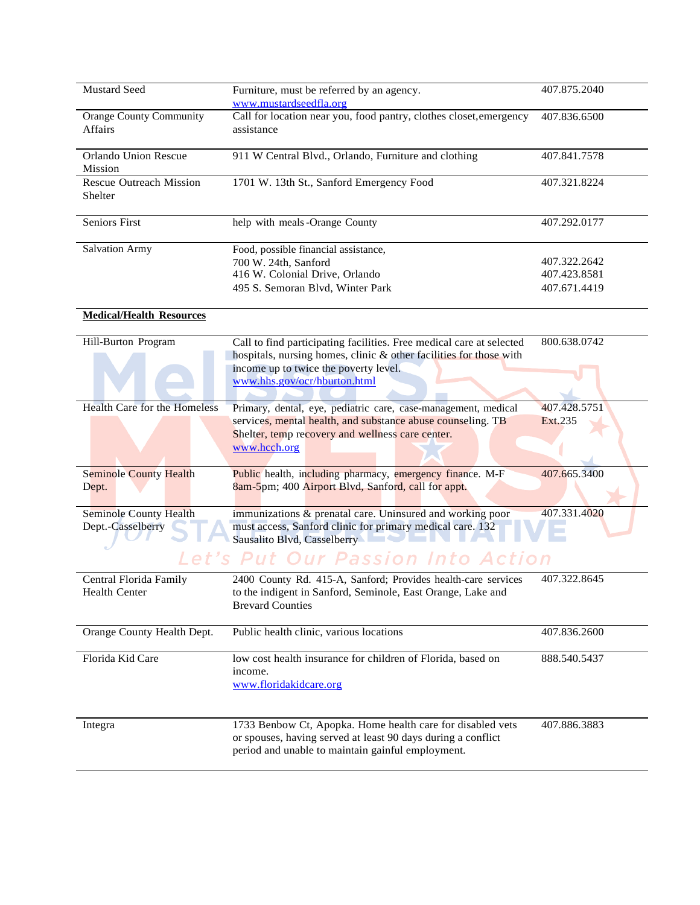| | | |
|---|---|---|
| Mustard Seed | Furniture, must be referred by an agency. www.mustardseedfla.org | 407.875.2040 |
| Orange County Community Affairs | Call for location near you, food pantry, clothes closet,emergency assistance | 407.836.6500 |
| Orlando Union Rescue Mission | 911 W Central Blvd., Orlando, Furniture and clothing | 407.841.7578 |
| Rescue Outreach Mission Shelter | 1701 W. 13th St., Sanford Emergency Food | 407.321.8224 |
| Seniors First | help with meals -Orange County | 407.292.0177 |
| Salvation Army | Food, possible financial assistance,<br>700 W. 24th, Sanford<br>416 W. Colonial Drive, Orlando<br>495 S. Semoran Blvd, Winter Park | <br>407.322.2642<br>407.423.8581<br>407.671.4419 |

**Medical/Health Resources**

| | | |
|---|---|---|
| Hill-Burton Program | Call to find participating facilities. Free medical care at selected hospitals, nursing homes, clinic & other facilities for those with income up to twice the poverty level. www.hhs.gov/ocr/hburton.html | 800.638.0742 |
| Health Care for the Homeless | Primary, dental, eye, pediatric care, case-management, medical services, mental health, and substance abuse counseling. TB Shelter, temp recovery and wellness care center. www.hcch.org | 407.428.5751 Ext.235 |
| Seminole County Health Dept. | Public health, including pharmacy, emergency finance. M-F 8am-5pm; 400 Airport Blvd, Sanford, call for appt. | 407.665.3400 |
| Seminole County Health Dept.-Casselberry | immunizations & prenatal care. Uninsured and working poor must access, Sanford clinic for primary medical care. 132 Sausalito Blvd, Casselberry | 407.331.4020 |
| Central Florida Family Health Center | 2400 County Rd. 415-A, Sanford; Provides health-care services to the indigent in Sanford, Seminole, East Orange, Lake and Brevard Counties | 407.322.8645 |
| Orange County Health Dept. | Public health clinic, various locations | 407.836.2600 |
| Florida Kid Care | low cost health insurance for children of Florida, based on income. www.floridakidcare.org | 888.540.5437 |
| Integra | 1733 Benbow Ct, Apopka. Home health care for disabled vets or spouses, having served at least 90 days during a conflict period and unable to maintain gainful employment. | 407.886.3883 |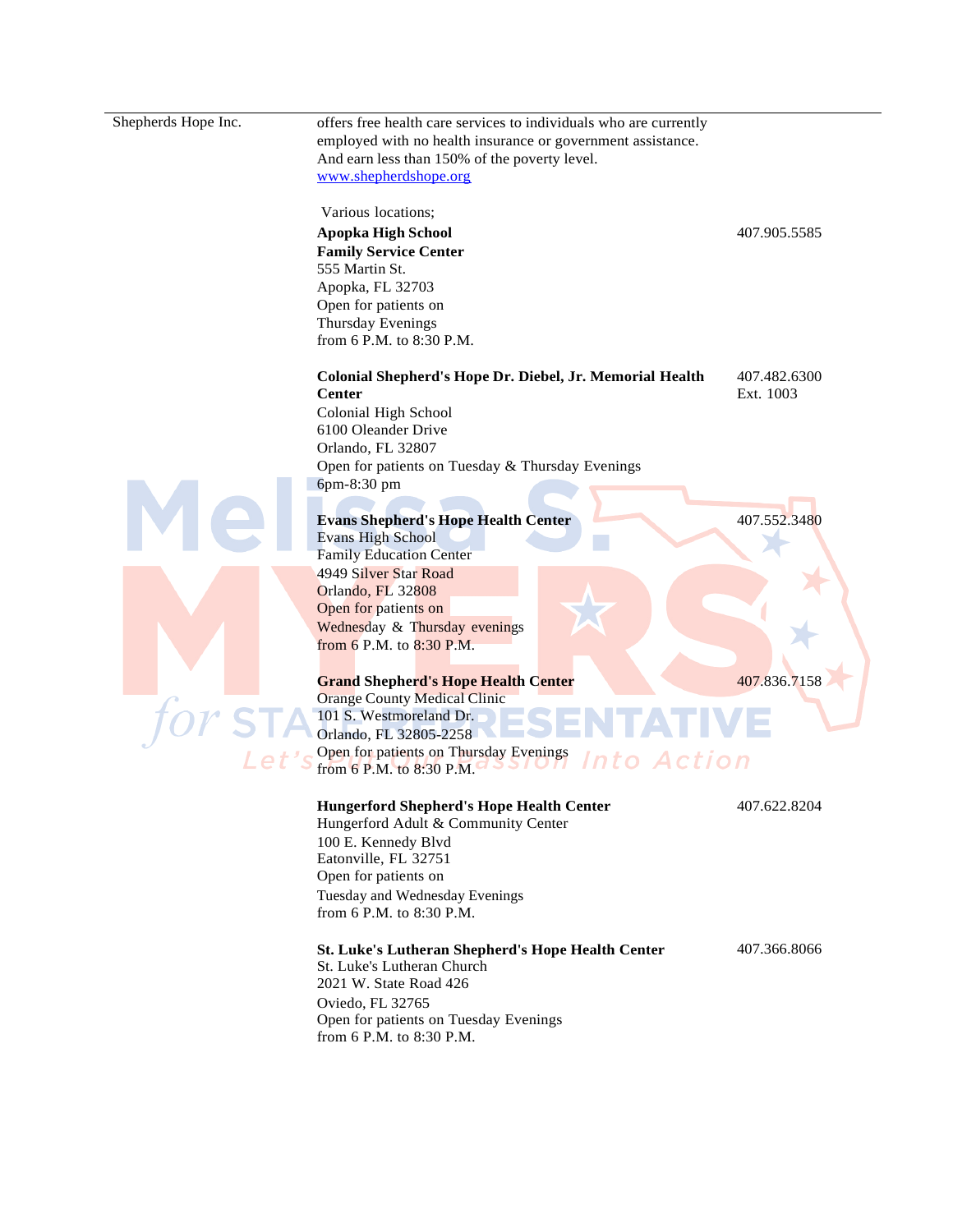| | | |
|---|---|---|
| Shepherds Hope Inc. | offers free health care services to individuals who are currently employed with no health insurance or government assistance. And earn less than 150% of the poverty level.<br>[www.shepherdshope.org](http://www.shepherdshope.org)<br><br>Various locations; | |
| | **Apopka High School**<br>**Family Service Center**<br>555 Martin St.<br>Apopka, FL 32703<br>Open for patients on<br>Thursday Evenings<br>from 6 P.M. to 8:30 P.M. | 407.905.5585 |
| | **Colonial Shepherd's Hope Dr. Diebel, Jr. Memorial Health Center**<br>Colonial High School<br>6100 Oleander Drive<br>Orlando, FL 32807<br>Open for patients on Tuesday & Thursday Evenings<br>6pm-8:30 pm | 407.482.6300<br>Ext. 1003 |
| | **Evans Shepherd's Hope Health Center**<br>Evans High School<br>Family Education Center<br>4949 Silver Star Road<br>Orlando, FL 32808<br>Open for patients on<br>Wednesday & Thursday evenings<br>from 6 P.M. to 8:30 P.M. | 407.552.3480 |
| | **Grand Shepherd's Hope Health Center**<br>Orange County Medical Clinic<br>101 S. Westmoreland Dr.<br>Orlando, FL 32805-2258<br>Open for patients on Thursday Evenings<br>from 6 P.M. to 8:30 P.M. | 407.836.7158 |
| | **Hungerford Shepherd's Hope Health Center**<br>Hungerford Adult & Community Center<br>100 E. Kennedy Blvd<br>Eatonville, FL 32751<br>Open for patients on<br>Tuesday and Wednesday Evenings<br>from 6 P.M. to 8:30 P.M. | 407.622.8204 |
| | **St. Luke's Lutheran Shepherd's Hope Health Center**<br>St. Luke's Lutheran Church<br>2021 W. State Road 426<br>Oviedo, FL 32765<br>Open for patients on Tuesday Evenings<br>from 6 P.M. to 8:30 P.M. | 407.366.8066 |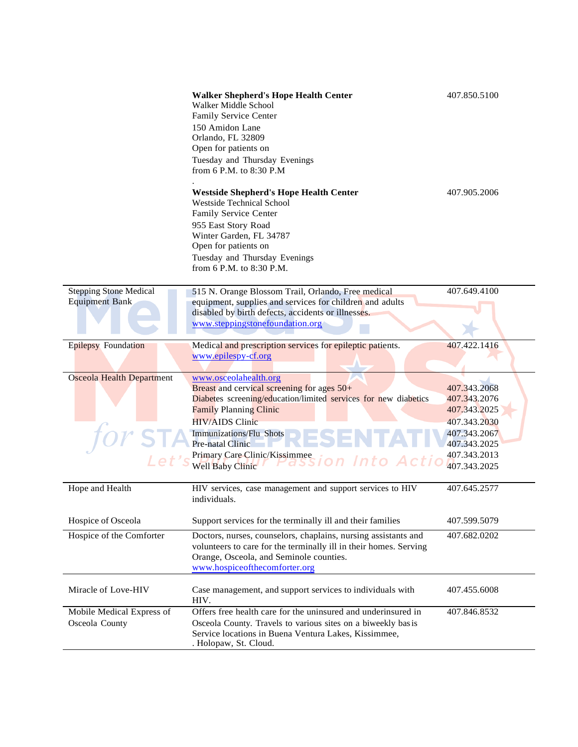| | | |
|---|---|---|
| | **Walker Shepherd's Hope Health Center**<br>Walker Middle School<br>Family Service Center<br>150 Amidon Lane<br>Orlando, FL 32809<br>Open for patients on<br>Tuesday and Thursday Evenings<br>from 6 P.M. to 8:30 P.M<br>. | 407.850.5100 |
| | **Westside Shepherd's Hope Health Center**<br>Westside Technical School<br>Family Service Center<br>955 East Story Road<br>Winter Garden, FL 34787<br>Open for patients on<br>Tuesday and Thursday Evenings<br>from 6 P.M. to 8:30 P.M. | 407.905.2006 |
| Stepping Stone Medical Equipment Bank | 515 N. Orange Blossom Trail, Orlando, Free medical equipment, supplies and services for children and adults disabled by birth defects, accidents or illnesses.<br>www.steppingstonefoundation.org | 407.649.4100 |
| Epilepsy Foundation | Medical and prescription services for epileptic patients.<br>www.epilespy-cf.org | 407.422.1416 |
| Osceola Health Department | www.osceolahealth.org | |
| | Breast and cervical screening for ages 50+ | 407.343.2068 |
| | Diabetes screening/education/limited services for new diabetics | 407.343.2076 |
| | Family Planning Clinic | 407.343.2025 |
| | HIV/AIDS Clinic | 407.343.2030 |
| | Immunizations/Flu Shots | 407.343.2067 |
| | Pre-natal Clinic | 407.343.2025 |
| | Primary Care Clinic/Kissimmee | 407.343.2013 |
| | Well Baby Clinic | 407.343.2025 |
| Hope and Health | HIV services, case management and support services to HIV individuals. | 407.645.2577 |
| Hospice of Osceola | Support services for the terminally ill and their families | 407.599.5079 |
| Hospice of the Comforter | Doctors, nurses, counselors, chaplains, nursing assistants and volunteers to care for the terminally ill in their homes. Serving Orange, Osceola, and Seminole counties.<br>www.hospiceofthecomforter.org | 407.682.0202 |
| Miracle of Love-HIV | Case management, and support services to individuals with HIV. | 407.455.6008 |
| Mobile Medical Express of Osceola County | Offers free health care for the uninsured and underinsured in Osceola County. Travels to various sites on a biweekly basis Service locations in Buena Ventura Lakes, Kissimmee, . Holopaw, St. Cloud. | 407.846.8532 |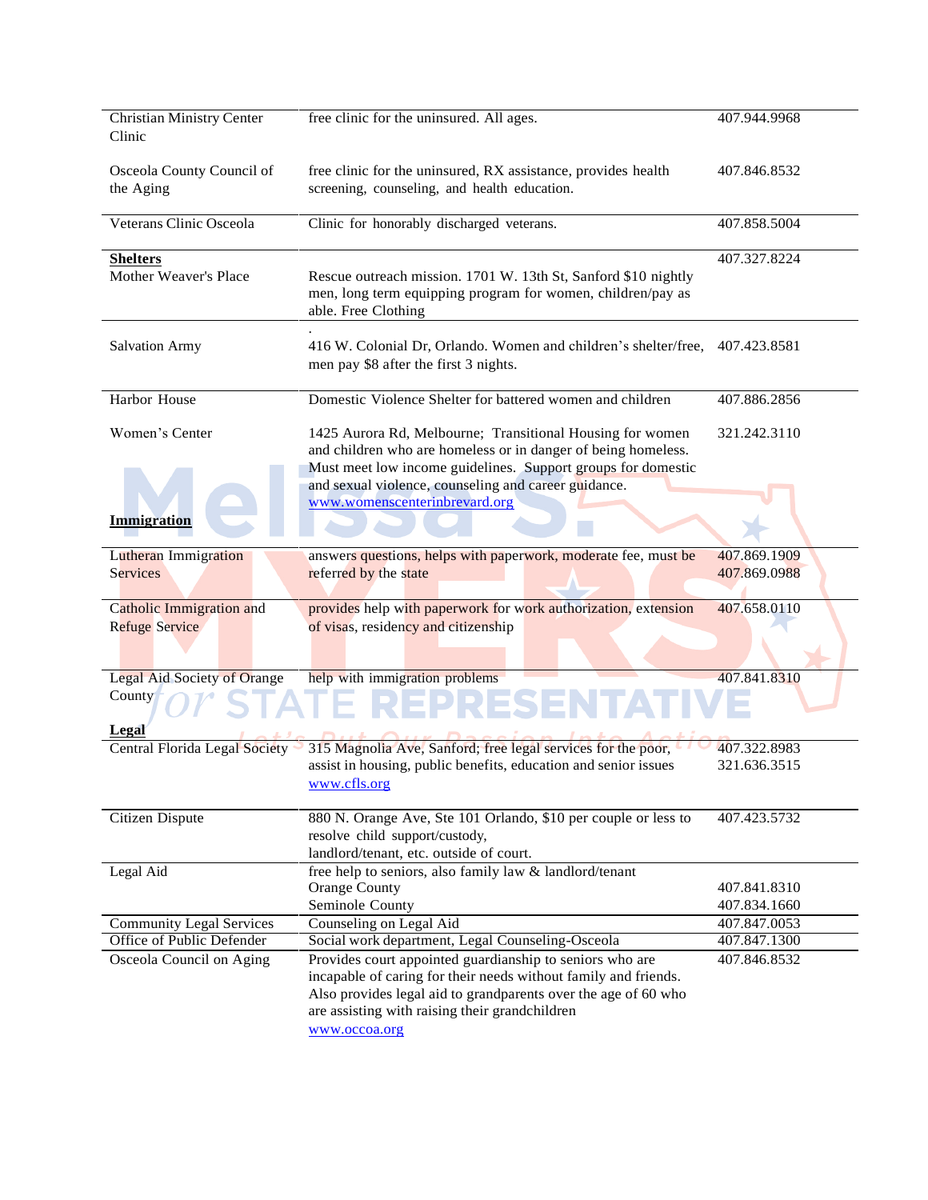| | | |
|---|---|---|
| Christian Ministry Center Clinic | free clinic for the uninsured. All ages. | 407.944.9968 |
| Osceola County Council of the Aging | free clinic for the uninsured, RX assistance, provides health screening, counseling, and health education. | 407.846.8532 |
| Veterans Clinic Osceola | Clinic for honorably discharged veterans. | 407.858.5004 |
| **Shelters** | | |
| Mother Weaver's Place | Rescue outreach mission. 1701 W. 13th St, Sanford $10 nightly men, long term equipping program for women, children/pay as able. Free Clothing | 407.327.8224 |
| Salvation Army | 416 W. Colonial Dr, Orlando. Women and children's shelter/free, men pay $8 after the first 3 nights. | 407.423.8581 |
| Harbor House | Domestic Violence Shelter for battered women and children | 407.886.2856 |
| Women's Center | 1425 Aurora Rd, Melbourne; Transitional Housing for women and children who are homeless or in danger of being homeless. Must meet low income guidelines. Support groups for domestic and sexual violence, counseling and career guidance. www.womenscenterinbrevard.org | 321.242.3110 |
| **Immigration** | | |
| Lutheran Immigration Services | answers questions, helps with paperwork, moderate fee, must be referred by the state | 407.869.1909<br>407.869.0988 |
| Catholic Immigration and Refuge Service | provides help with paperwork for work authorization, extension of visas, residency and citizenship | 407.658.0110 |
| Legal Aid Society of Orange County | help with immigration problems | 407.841.8310 |
| **Legal** | | |
| Central Florida Legal Society | 315 Magnolia Ave, Sanford; free legal services for the poor, assist in housing, public benefits, education and senior issues www.cfls.org | 407.322.8983<br>321.636.3515 |
| Citizen Dispute | 880 N. Orange Ave, Ste 101 Orlando, $10 per couple or less to resolve child support/custody, landlord/tenant, etc. outside of court. | 407.423.5732 |
| Legal Aid | free help to seniors, also family law & landlord/tenant<br>Orange County<br>Seminole County | <br>407.841.8310<br>407.834.1660 |
| Community Legal Services | Counseling on Legal Aid | 407.847.0053 |
| Office of Public Defender | Social work department, Legal Counseling-Osceola | 407.847.1300 |
| Osceola Council on Aging | Provides court appointed guardianship to seniors who are incapable of caring for their needs without family and friends. Also provides legal aid to grandparents over the age of 60 who are assisting with raising their grandchildren www.occoa.org | 407.846.8532 |